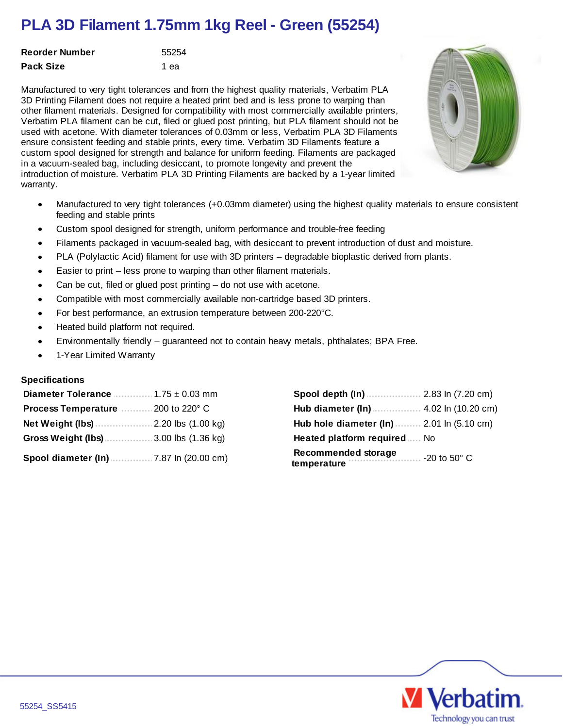# PLA 3D Filament 1.75mm 1kg Reel - Green (55254)

| | |
|---|---|
| **Reorder Number** | 55254 |
| **Pack Size** | 1 ea |

Manufactured to very tight tolerances and from the highest quality materials, Verbatim PLA 3D Printing Filament does not require a heated print bed and is less prone to warping than other filament materials. Designed for compatibility with most commercially available printers, Verbatim PLA filament can be cut, filed or glued post printing, but PLA filament should not be used with acetone. With diameter tolerances of 0.03mm or less, Verbatim PLA 3D Filaments ensure consistent feeding and stable prints, every time. Verbatim 3D Filaments feature a custom spool designed for strength and balance for uniform feeding. Filaments are packaged in a vacuum-sealed bag, including desiccant, to promote longevity and prevent the introduction of moisture. Verbatim PLA 3D Printing Filaments are backed by a 1-year limited warranty.

- Manufactured to very tight tolerances (+0.03mm diameter) using the highest quality materials to ensure consistent feeding and stable prints
- Custom spool designed for strength, uniform performance and trouble-free feeding
- Filaments packaged in vacuum-sealed bag, with desiccant to prevent introduction of dust and moisture.
- PLA (Polylactic Acid) filament for use with 3D printers – degradable bioplastic derived from plants.
- Easier to print – less prone to warping than other filament materials.
- Can be cut, filed or glued post printing – do not use with acetone.
- Compatible with most commercially available non-cartridge based 3D printers.
- For best performance, an extrusion temperature between 200-220°C.
- Heated build platform not required.
- Environmentally friendly – guaranteed not to contain heavy metals, phthalates; BPA Free.
- 1-Year Limited Warranty

### Specifications

| Specification | Value |
|---|---|
| **Diameter Tolerance** | 1.75 ± 0.03 mm |
| **Process Temperature** | 200 to 220° C |
| **Net Weight (lbs)** | 2.20 lbs (1.00 kg) |
| **Gross Weight (lbs)** | 3.00 lbs (1.36 kg) |
| **Spool diameter (In)** | 7.87 In (20.00 cm) |
| **Spool depth (In)** | 2.83 In (7.20 cm) |
| **Hub diameter (In)** | 4.02 In (10.20 cm) |
| **Hub hole diameter (In)** | 2.01 In (5.10 cm) |
| **Heated platform required** | No |
| **Recommended storage temperature** | -20 to 50° C |

55254_SS5415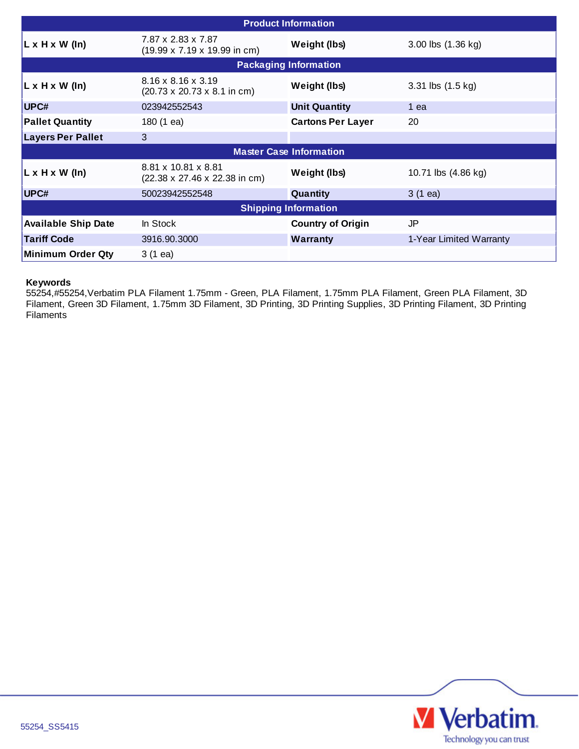| Product Information | | | |
|---|---|---|---|
| **L x H x W (In)** | 7.87 x 2.83 x 7.87<br>(19.99 x 7.19 x 19.99 in cm) | **Weight (lbs)** | 3.00 lbs (1.36 kg) |
| **Packaging Information** | | | |
| **L x H x W (In)** | 8.16 x 8.16 x 3.19<br>(20.73 x 20.73 x 8.1 in cm) | **Weight (lbs)** | 3.31 lbs (1.5 kg) |
| **UPC#** | 023942552543 | **Unit Quantity** | 1 ea |
| **Pallet Quantity** | 180 (1 ea) | **Cartons Per Layer** | 20 |
| **Layers Per Pallet** | 3 | | |
| **Master Case Information** | | | |
| **L x H x W (In)** | 8.81 x 10.81 x 8.81<br>(22.38 x 27.46 x 22.38 in cm) | **Weight (lbs)** | 10.71 lbs (4.86 kg) |
| **UPC#** | 50023942552548 | **Quantity** | 3 (1 ea) |
| **Shipping Information** | | | |
| **Available Ship Date** | In Stock | **Country of Origin** | JP |
| **Tariff Code** | 3916.90.3000 | **Warranty** | 1-Year Limited Warranty |
| **Minimum Order Qty** | 3 (1 ea) | | |

**Keywords**
55254,#55254,Verbatim PLA Filament 1.75mm - Green, PLA Filament, 1.75mm PLA Filament, Green PLA Filament, 3D Filament, Green 3D Filament, 1.75mm 3D Filament, 3D Printing, 3D Printing Supplies, 3D Printing Filament, 3D Printing Filaments

55254_SS5415

Verbatim
Technology you can trust